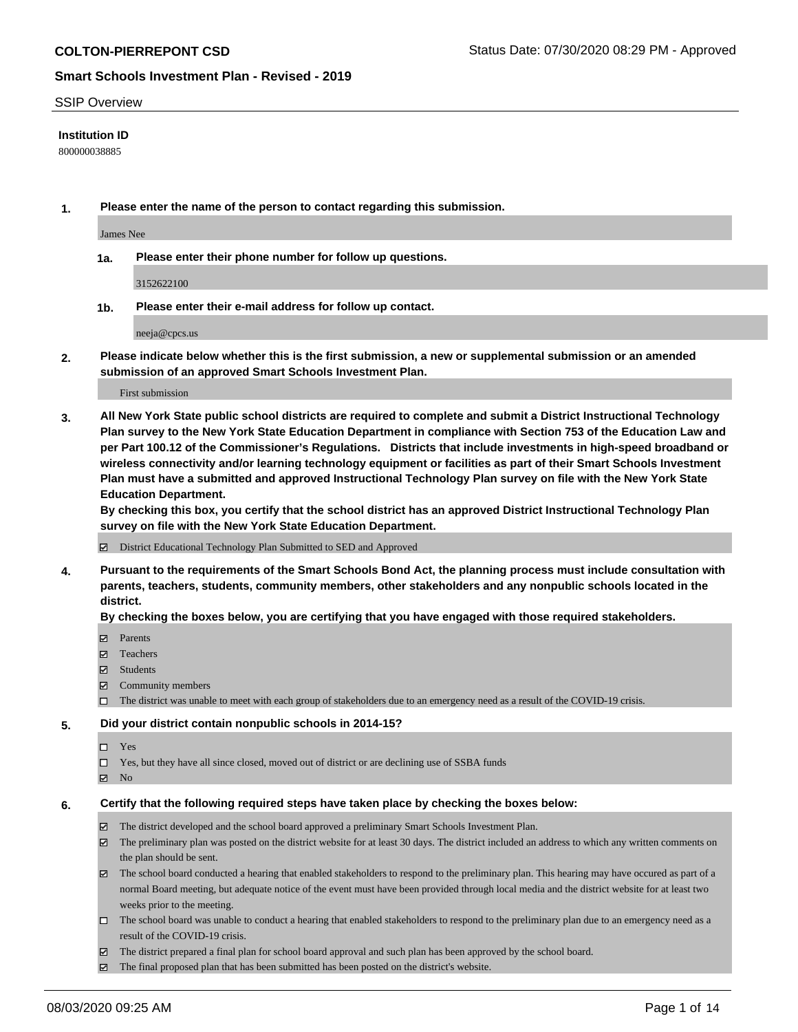**COLTON-PIERREPONT CSD**

Status Date: 07/30/2020 08:29 PM - Approved

**Smart Schools Investment Plan - Revised - 2019**

SSIP Overview

**Institution ID**

800000038885

**1. Please enter the name of the person to contact regarding this submission.**

James Nee

**1a. Please enter their phone number for follow up questions.**

3152622100

**1b. Please enter their e-mail address for follow up contact.**

neeja@cpcs.us

**2. Please indicate below whether this is the first submission, a new or supplemental submission or an amended submission of an approved Smart Schools Investment Plan.**

First submission

**3. All New York State public school districts are required to complete and submit a District Instructional Technology Plan survey to the New York State Education Department in compliance with Section 753 of the Education Law and per Part 100.12 of the Commissioner's Regulations. Districts that include investments in high-speed broadband or wireless connectivity and/or learning technology equipment or facilities as part of their Smart Schools Investment Plan must have a submitted and approved Instructional Technology Plan survey on file with the New York State Education Department.**
**By checking this box, you certify that the school district has an approved District Instructional Technology Plan survey on file with the New York State Education Department.**

- [x] District Educational Technology Plan Submitted to SED and Approved

**4. Pursuant to the requirements of the Smart Schools Bond Act, the planning process must include consultation with parents, teachers, students, community members, other stakeholders and any nonpublic schools located in the district.**
**By checking the boxes below, you are certifying that you have engaged with those required stakeholders.**

- [x] Parents
- [x] Teachers
- [x] Students
- [x] Community members
- [ ] The district was unable to meet with each group of stakeholders due to an emergency need as a result of the COVID-19 crisis.

**5. Did your district contain nonpublic schools in 2014-15?**

- [ ] Yes
- [ ] Yes, but they have all since closed, moved out of district or are declining use of SSBA funds
- [x] No

**6. Certify that the following required steps have taken place by checking the boxes below:**

- [x] The district developed and the school board approved a preliminary Smart Schools Investment Plan.
- [x] The preliminary plan was posted on the district website for at least 30 days. The district included an address to which any written comments on the plan should be sent.
- [x] The school board conducted a hearing that enabled stakeholders to respond to the preliminary plan. This hearing may have occured as part of a normal Board meeting, but adequate notice of the event must have been provided through local media and the district website for at least two weeks prior to the meeting.
- [ ] The school board was unable to conduct a hearing that enabled stakeholders to respond to the preliminary plan due to an emergency need as a result of the COVID-19 crisis.
- [x] The district prepared a final plan for school board approval and such plan has been approved by the school board.
- [x] The final proposed plan that has been submitted has been posted on the district's website.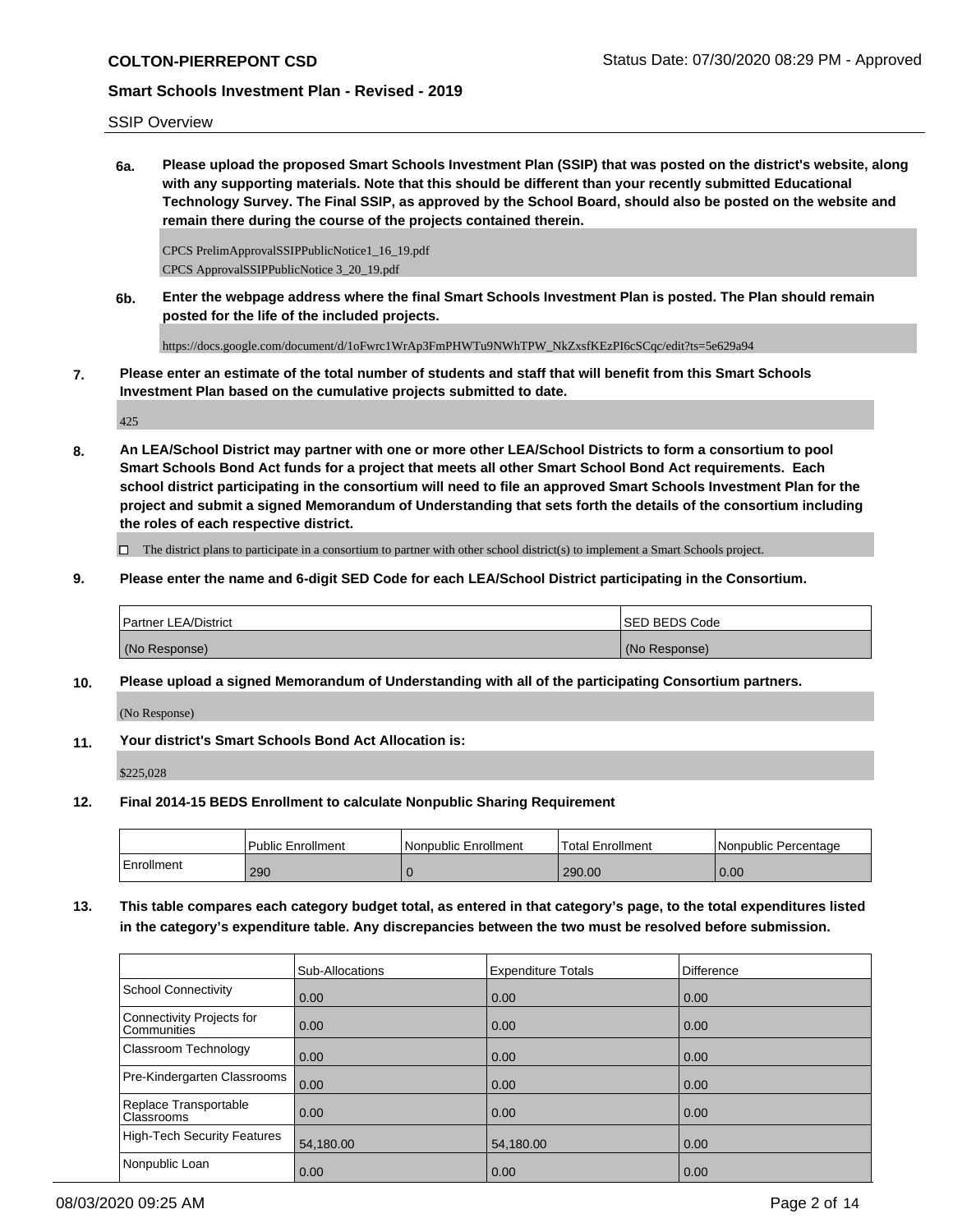SSIP Overview

**6a. Please upload the proposed Smart Schools Investment Plan (SSIP) that was posted on the district's website, along with any supporting materials. Note that this should be different than your recently submitted Educational Technology Survey. The Final SSIP, as approved by the School Board, should also be posted on the website and remain there during the course of the projects contained therein.**

CPCS PrelimApprovalSSIPPublicNotice1_16_19.pdf
CPCS ApprovalSSIPPublicNotice 3_20_19.pdf

**6b. Enter the webpage address where the final Smart Schools Investment Plan is posted. The Plan should remain posted for the life of the included projects.**

https://docs.google.com/document/d/1oFwrc1WrAp3FmPHWTu9NWhTPW_NkZxsfKEzPI6cSCqc/edit?ts=5e629a94

**7. Please enter an estimate of the total number of students and staff that will benefit from this Smart Schools Investment Plan based on the cumulative projects submitted to date.**

425

**8. An LEA/School District may partner with one or more other LEA/School Districts to form a consortium to pool Smart Schools Bond Act funds for a project that meets all other Smart School Bond Act requirements. Each school district participating in the consortium will need to file an approved Smart Schools Investment Plan for the project and submit a signed Memorandum of Understanding that sets forth the details of the consortium including the roles of each respective district.**

☐ The district plans to participate in a consortium to partner with other school district(s) to implement a Smart Schools project.

**9. Please enter the name and 6-digit SED Code for each LEA/School District participating in the Consortium.**

| Partner LEA/District | SED BEDS Code |
|---|---|
| (No Response) | (No Response) |

**10. Please upload a signed Memorandum of Understanding with all of the participating Consortium partners.**

(No Response)

**11. Your district's Smart Schools Bond Act Allocation is:**

$225,028

**12. Final 2014-15 BEDS Enrollment to calculate Nonpublic Sharing Requirement**

| | Public Enrollment | Nonpublic Enrollment | Total Enrollment | Nonpublic Percentage |
|---|---|---|---|---|
| Enrollment | 290 | 0 | 290.00 | 0.00 |

**13. This table compares each category budget total, as entered in that category's page, to the total expenditures listed in the category's expenditure table. Any discrepancies between the two must be resolved before submission.**

| | Sub-Allocations | Expenditure Totals | Difference |
|---|---|---|---|
| School Connectivity | 0.00 | 0.00 | 0.00 |
| Connectivity Projects for Communities | 0.00 | 0.00 | 0.00 |
| Classroom Technology | 0.00 | 0.00 | 0.00 |
| Pre-Kindergarten Classrooms | 0.00 | 0.00 | 0.00 |
| Replace Transportable Classrooms | 0.00 | 0.00 | 0.00 |
| High-Tech Security Features | 54,180.00 | 54,180.00 | 0.00 |
| Nonpublic Loan | 0.00 | 0.00 | 0.00 |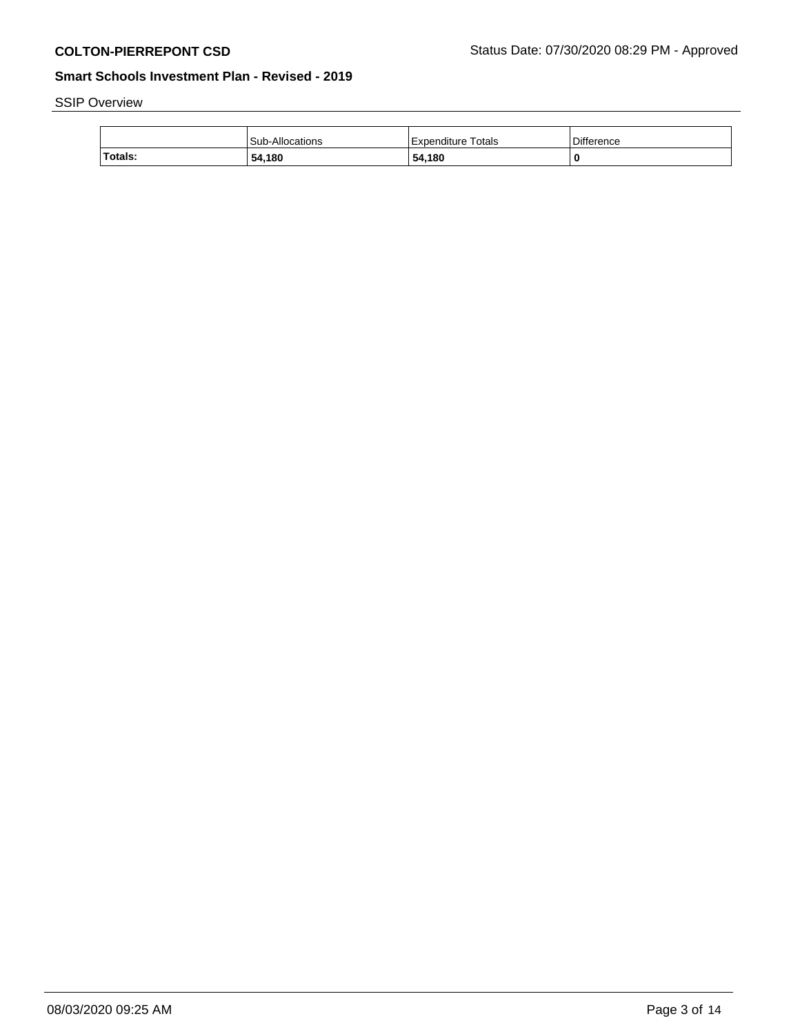**COLTON-PIERREPONT CSD** Status Date: 07/30/2020 08:29 PM - Approved

## Smart Schools Investment Plan - Revised - 2019

SSIP Overview

| | Sub-Allocations | Expenditure Totals | Difference |
|---|---|---|---|
| **Totals:** | **54,180** | **54,180** | **0** |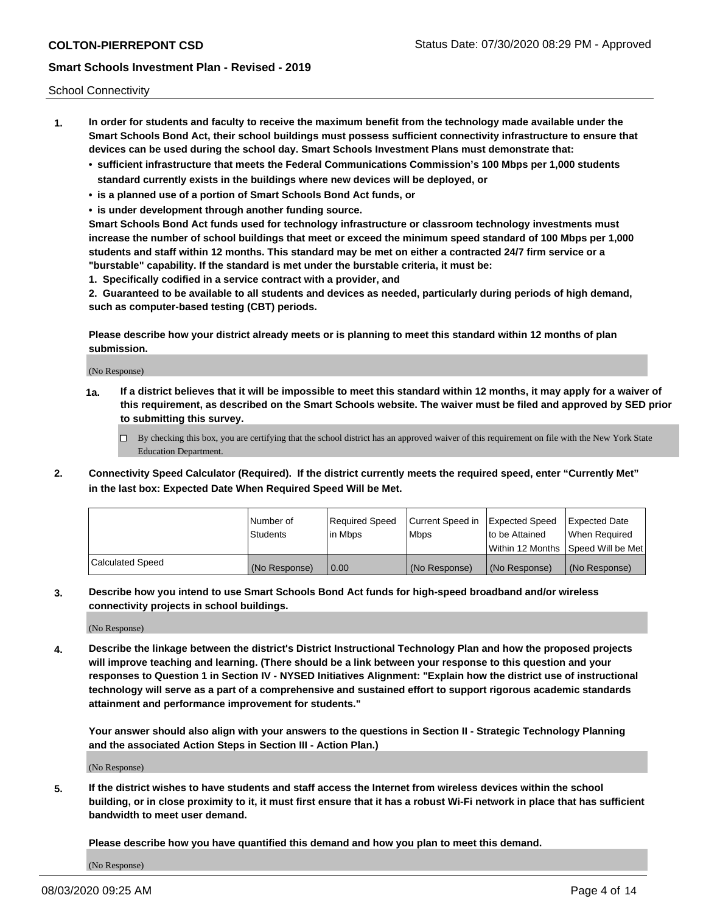School Connectivity

1. **In order for students and faculty to receive the maximum benefit from the technology made available under the Smart Schools Bond Act, their school buildings must possess sufficient connectivity infrastructure to ensure that devices can be used during the school day. Smart Schools Investment Plans must demonstrate that:**
   - **sufficient infrastructure that meets the Federal Communications Commission's 100 Mbps per 1,000 students standard currently exists in the buildings where new devices will be deployed, or**
   - **is a planned use of a portion of Smart Schools Bond Act funds, or**
   - **is under development through another funding source.**

   **Smart Schools Bond Act funds used for technology infrastructure or classroom technology investments must increase the number of school buildings that meet or exceed the minimum speed standard of 100 Mbps per 1,000 students and staff within 12 months. This standard may be met on either a contracted 24/7 firm service or a "burstable" capability. If the standard is met under the burstable criteria, it must be:**

   **1. Specifically codified in a service contract with a provider, and**

   **2. Guaranteed to be available to all students and devices as needed, particularly during periods of high demand, such as computer-based testing (CBT) periods.**

   **Please describe how your district already meets or is planning to meet this standard within 12 months of plan submission.**

   (No Response)

   **1a. If a district believes that it will be impossible to meet this standard within 12 months, it may apply for a waiver of this requirement, as described on the Smart Schools website. The waiver must be filed and approved by SED prior to submitting this survey.**

   ☐ By checking this box, you are certifying that the school district has an approved waiver of this requirement on file with the New York State Education Department.

2. **Connectivity Speed Calculator (Required). If the district currently meets the required speed, enter "Currently Met" in the last box: Expected Date When Required Speed Will be Met.**

| | Number of Students | Required Speed in Mbps | Current Speed in Mbps | Expected Speed to be Attained Within 12 Months | Expected Date When Required Speed Will be Met |
|---|---|---|---|---|---|
| Calculated Speed | (No Response) | 0.00 | (No Response) | (No Response) | (No Response) |

3. **Describe how you intend to use Smart Schools Bond Act funds for high-speed broadband and/or wireless connectivity projects in school buildings.**

   (No Response)

4. **Describe the linkage between the district's District Instructional Technology Plan and how the proposed projects will improve teaching and learning. (There should be a link between your response to this question and your responses to Question 1 in Section IV - NYSED Initiatives Alignment: "Explain how the district use of instructional technology will serve as a part of a comprehensive and sustained effort to support rigorous academic standards attainment and performance improvement for students."**

   **Your answer should also align with your answers to the questions in Section II - Strategic Technology Planning and the associated Action Steps in Section III - Action Plan.)**

   (No Response)

5. **If the district wishes to have students and staff access the Internet from wireless devices within the school building, or in close proximity to it, it must first ensure that it has a robust Wi-Fi network in place that has sufficient bandwidth to meet user demand.**

   **Please describe how you have quantified this demand and how you plan to meet this demand.**

   (No Response)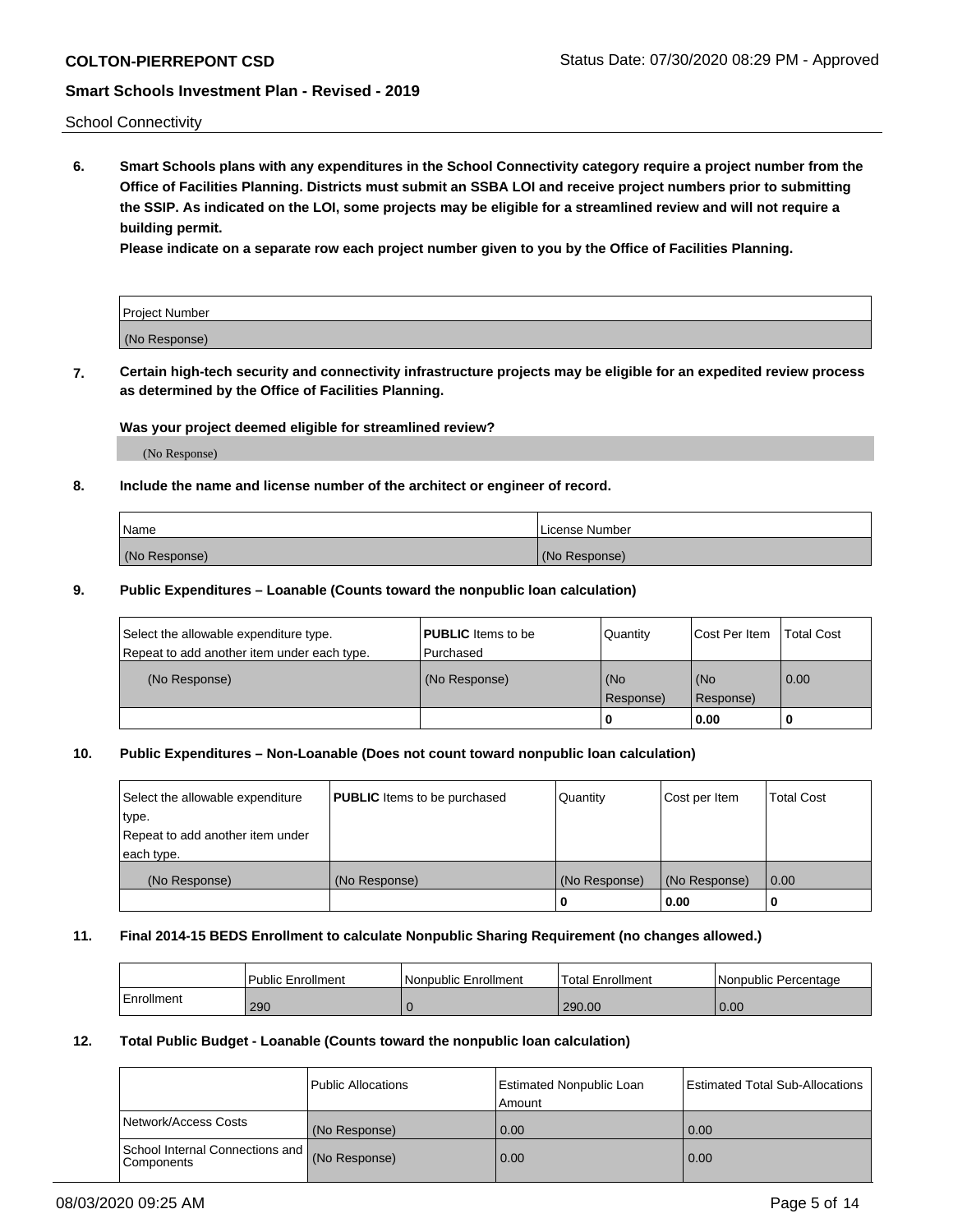School Connectivity

**6. Smart Schools plans with any expenditures in the School Connectivity category require a project number from the Office of Facilities Planning. Districts must submit an SSBA LOI and receive project numbers prior to submitting the SSIP. As indicated on the LOI, some projects may be eligible for a streamlined review and will not require a building permit.**

**Please indicate on a separate row each project number given to you by the Office of Facilities Planning.**

| Project Number |
| --- |
| (No Response) |

**7. Certain high-tech security and connectivity infrastructure projects may be eligible for an expedited review process as determined by the Office of Facilities Planning.**

**Was your project deemed eligible for streamlined review?**

(No Response)

**8. Include the name and license number of the architect or engineer of record.**

| Name | License Number |
| --- | --- |
| (No Response) | (No Response) |

**9. Public Expenditures – Loanable (Counts toward the nonpublic loan calculation)**

| Select the allowable expenditure type. Repeat to add another item under each type. | **PUBLIC** Items to be Purchased | Quantity | Cost Per Item | Total Cost |
| --- | --- | --- | --- | --- |
| (No Response) | (No Response) | (No Response) | (No Response) | 0.00 |
| | | 0 | 0.00 | 0 |

**10. Public Expenditures – Non-Loanable (Does not count toward nonpublic loan calculation)**

| Select the allowable expenditure type. Repeat to add another item under each type. | **PUBLIC** Items to be purchased | Quantity | Cost per Item | Total Cost |
| --- | --- | --- | --- | --- |
| (No Response) | (No Response) | (No Response) | (No Response) | 0.00 |
| | | 0 | 0.00 | 0 |

**11. Final 2014-15 BEDS Enrollment to calculate Nonpublic Sharing Requirement (no changes allowed.)**

| | Public Enrollment | Nonpublic Enrollment | Total Enrollment | Nonpublic Percentage |
| --- | --- | --- | --- | --- |
| Enrollment | 290 | 0 | 290.00 | 0.00 |

**12. Total Public Budget - Loanable (Counts toward the nonpublic loan calculation)**

| | Public Allocations | Estimated Nonpublic Loan Amount | Estimated Total Sub-Allocations |
| --- | --- | --- | --- |
| Network/Access Costs | (No Response) | 0.00 | 0.00 |
| School Internal Connections and Components | (No Response) | 0.00 | 0.00 |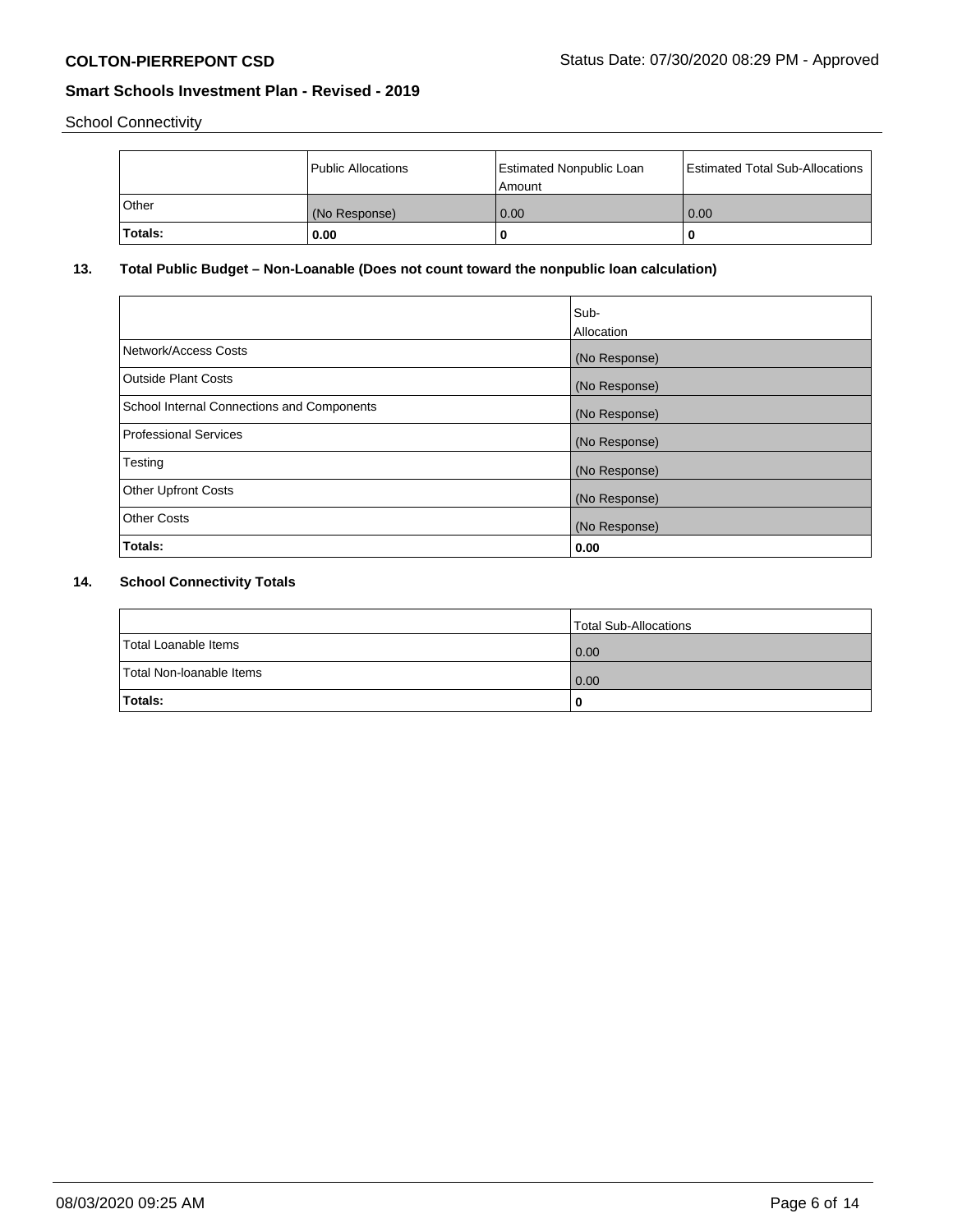School Connectivity

|  | Public Allocations | Estimated Nonpublic Loan Amount | Estimated Total Sub-Allocations |
|---|---|---|---|
| Other | (No Response) | 0.00 | 0.00 |
| **Totals:** | **0.00** | **0** | **0** |

## 13. Total Public Budget – Non-Loanable (Does not count toward the nonpublic loan calculation)

|  | Sub-Allocation |
|---|---|
| Network/Access Costs | (No Response) |
| Outside Plant Costs | (No Response) |
| School Internal Connections and Components | (No Response) |
| Professional Services | (No Response) |
| Testing | (No Response) |
| Other Upfront Costs | (No Response) |
| Other Costs | (No Response) |
| **Totals:** | **0.00** |

## 14. School Connectivity Totals

|  | Total Sub-Allocations |
|---|---|
| Total Loanable Items | 0.00 |
| Total Non-loanable Items | 0.00 |
| **Totals:** | **0** |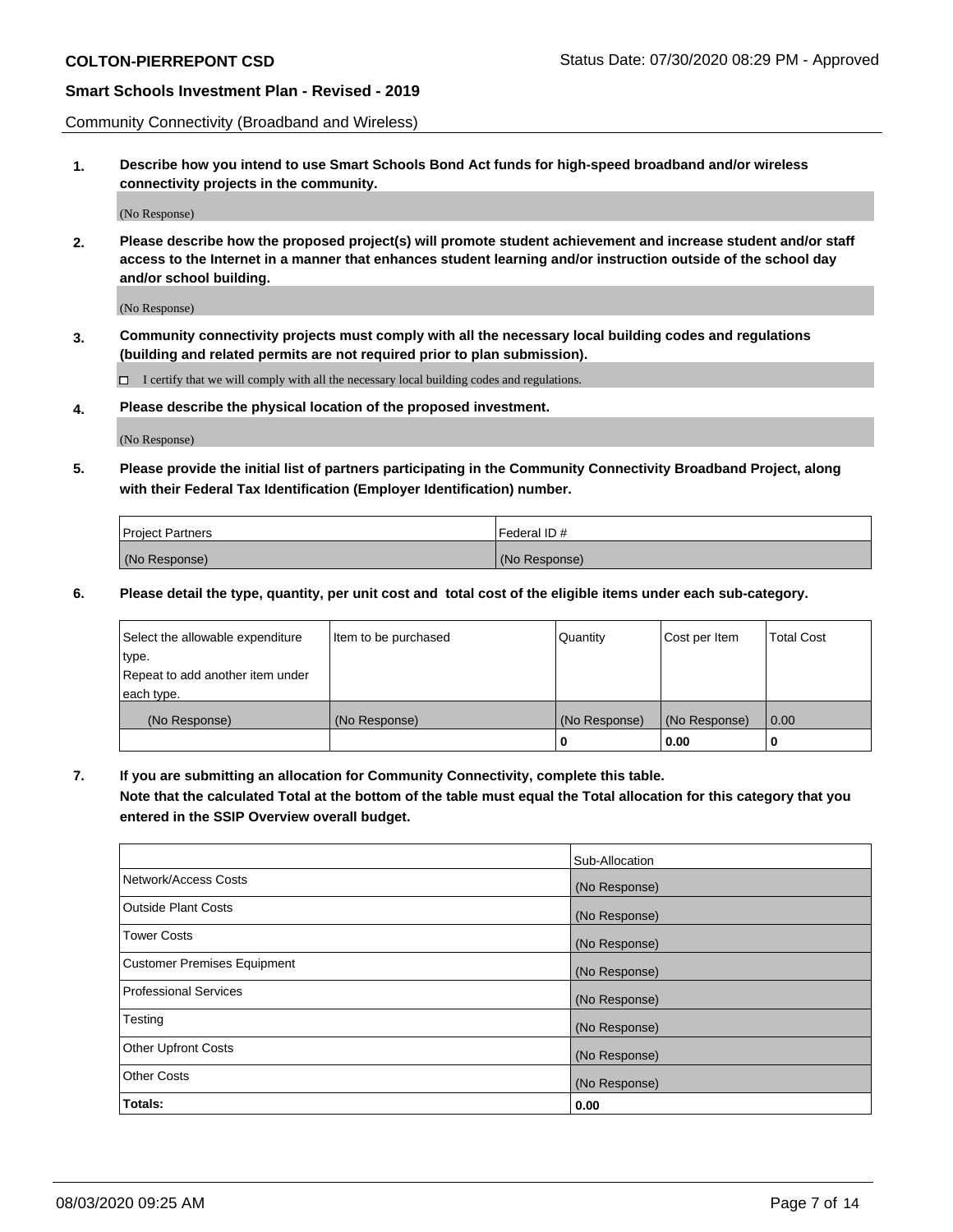Community Connectivity (Broadband and Wireless)

**1. Describe how you intend to use Smart Schools Bond Act funds for high-speed broadband and/or wireless connectivity projects in the community.**

(No Response)

**2. Please describe how the proposed project(s) will promote student achievement and increase student and/or staff access to the Internet in a manner that enhances student learning and/or instruction outside of the school day and/or school building.**

(No Response)

**3. Community connectivity projects must comply with all the necessary local building codes and regulations (building and related permits are not required prior to plan submission).**

☐ I certify that we will comply with all the necessary local building codes and regulations.

**4. Please describe the physical location of the proposed investment.**

(No Response)

**5. Please provide the initial list of partners participating in the Community Connectivity Broadband Project, along with their Federal Tax Identification (Employer Identification) number.**

| Project Partners | Federal ID # |
|---|---|
| (No Response) | (No Response) |

**6. Please detail the type, quantity, per unit cost and total cost of the eligible items under each sub-category.**

| Select the allowable expenditure type. Repeat to add another item under each type. | Item to be purchased | Quantity | Cost per Item | Total Cost |
|---|---|---|---|---|
| (No Response) | (No Response) | (No Response) | (No Response) | 0.00 |
| | | **0** | **0.00** | **0** |

**7. If you are submitting an allocation for Community Connectivity, complete this table. Note that the calculated Total at the bottom of the table must equal the Total allocation for this category that you entered in the SSIP Overview overall budget.**

| | Sub-Allocation |
|---|---|
| Network/Access Costs | (No Response) |
| Outside Plant Costs | (No Response) |
| Tower Costs | (No Response) |
| Customer Premises Equipment | (No Response) |
| Professional Services | (No Response) |
| Testing | (No Response) |
| Other Upfront Costs | (No Response) |
| Other Costs | (No Response) |
| **Totals:** | **0.00** |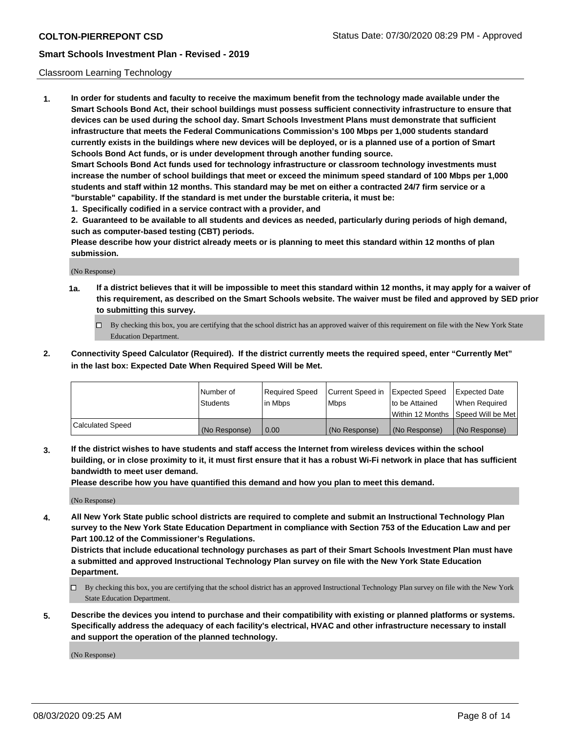Classroom Learning Technology

**1. In order for students and faculty to receive the maximum benefit from the technology made available under the Smart Schools Bond Act, their school buildings must possess sufficient connectivity infrastructure to ensure that devices can be used during the school day. Smart Schools Investment Plans must demonstrate that sufficient infrastructure that meets the Federal Communications Commission's 100 Mbps per 1,000 students standard currently exists in the buildings where new devices will be deployed, or is a planned use of a portion of Smart Schools Bond Act funds, or is under development through another funding source.**

**Smart Schools Bond Act funds used for technology infrastructure or classroom technology investments must increase the number of school buildings that meet or exceed the minimum speed standard of 100 Mbps per 1,000 students and staff within 12 months. This standard may be met on either a contracted 24/7 firm service or a "burstable" capability. If the standard is met under the burstable criteria, it must be:**

**1. Specifically codified in a service contract with a provider, and**

**2. Guaranteed to be available to all students and devices as needed, particularly during periods of high demand, such as computer-based testing (CBT) periods.**

**Please describe how your district already meets or is planning to meet this standard within 12 months of plan submission.**

(No Response)

**1a. If a district believes that it will be impossible to meet this standard within 12 months, it may apply for a waiver of this requirement, as described on the Smart Schools website. The waiver must be filed and approved by SED prior to submitting this survey.**

- ☐ By checking this box, you are certifying that the school district has an approved waiver of this requirement on file with the New York State Education Department.

**2. Connectivity Speed Calculator (Required). If the district currently meets the required speed, enter "Currently Met" in the last box: Expected Date When Required Speed Will be Met.**

| | Number of Students | Required Speed in Mbps | Current Speed in Mbps | Expected Speed to be Attained Within 12 Months | Expected Date When Required Speed Will be Met |
|---|---|---|---|---|---|
| Calculated Speed | (No Response) | 0.00 | (No Response) | (No Response) | (No Response) |

**3. If the district wishes to have students and staff access the Internet from wireless devices within the school building, or in close proximity to it, it must first ensure that it has a robust Wi-Fi network in place that has sufficient bandwidth to meet user demand.**

**Please describe how you have quantified this demand and how you plan to meet this demand.**

(No Response)

**4. All New York State public school districts are required to complete and submit an Instructional Technology Plan survey to the New York State Education Department in compliance with Section 753 of the Education Law and per Part 100.12 of the Commissioner's Regulations.**

**Districts that include educational technology purchases as part of their Smart Schools Investment Plan must have a submitted and approved Instructional Technology Plan survey on file with the New York State Education Department.**

- ☐ By checking this box, you are certifying that the school district has an approved Instructional Technology Plan survey on file with the New York State Education Department.

**5. Describe the devices you intend to purchase and their compatibility with existing or planned platforms or systems. Specifically address the adequacy of each facility's electrical, HVAC and other infrastructure necessary to install and support the operation of the planned technology.**

(No Response)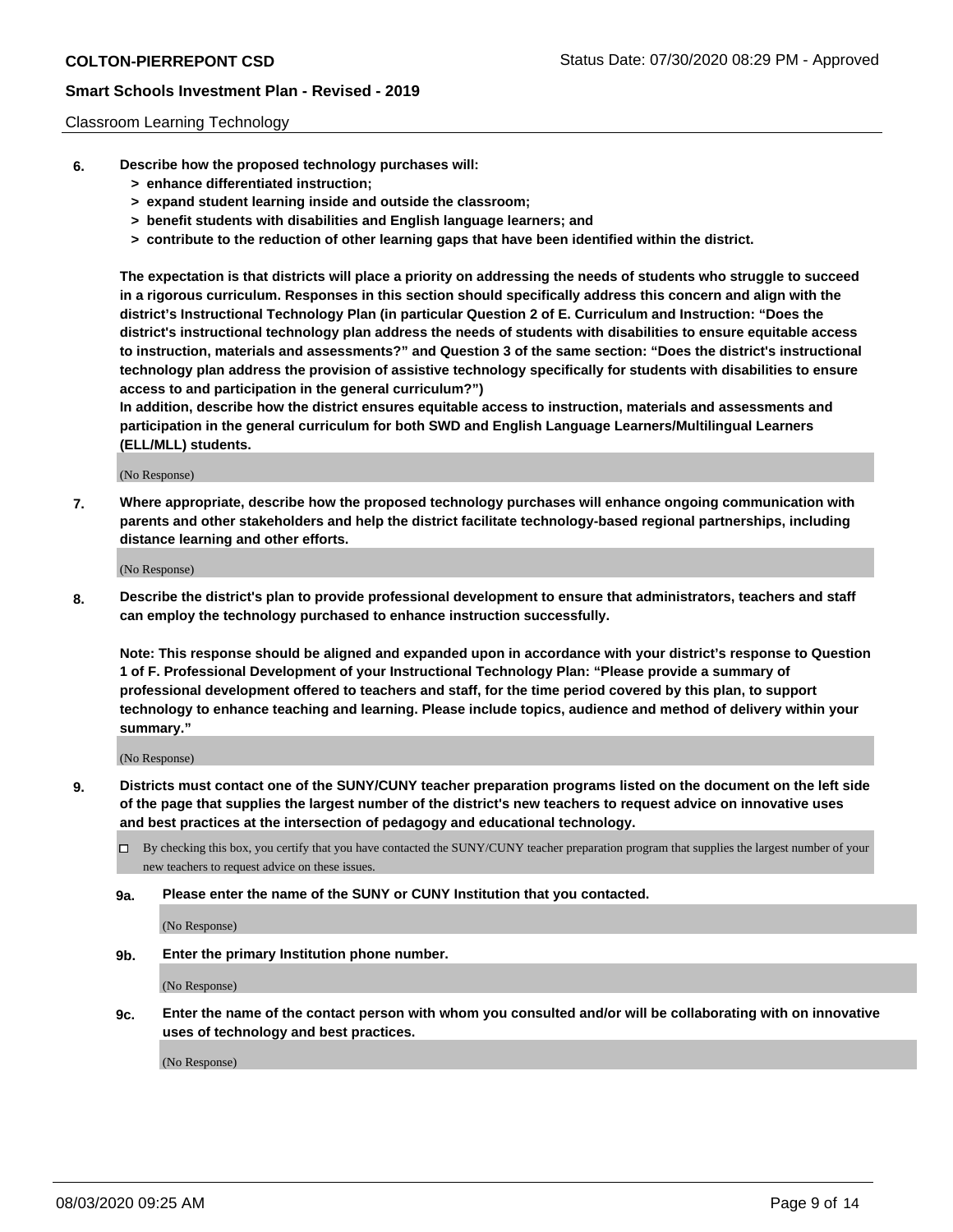Classroom Learning Technology

**6. Describe how the proposed technology purchases will:**
- **> enhance differentiated instruction;**
- **> expand student learning inside and outside the classroom;**
- **> benefit students with disabilities and English language learners; and**
- **> contribute to the reduction of other learning gaps that have been identified within the district.**

**The expectation is that districts will place a priority on addressing the needs of students who struggle to succeed in a rigorous curriculum. Responses in this section should specifically address this concern and align with the district's Instructional Technology Plan (in particular Question 2 of E. Curriculum and Instruction: "Does the district's instructional technology plan address the needs of students with disabilities to ensure equitable access to instruction, materials and assessments?" and Question 3 of the same section: "Does the district's instructional technology plan address the provision of assistive technology specifically for students with disabilities to ensure access to and participation in the general curriculum?")**

**In addition, describe how the district ensures equitable access to instruction, materials and assessments and participation in the general curriculum for both SWD and English Language Learners/Multilingual Learners (ELL/MLL) students.**

(No Response)

**7. Where appropriate, describe how the proposed technology purchases will enhance ongoing communication with parents and other stakeholders and help the district facilitate technology-based regional partnerships, including distance learning and other efforts.**

(No Response)

**8. Describe the district's plan to provide professional development to ensure that administrators, teachers and staff can employ the technology purchased to enhance instruction successfully.**

**Note: This response should be aligned and expanded upon in accordance with your district's response to Question 1 of F. Professional Development of your Instructional Technology Plan: "Please provide a summary of professional development offered to teachers and staff, for the time period covered by this plan, to support technology to enhance teaching and learning. Please include topics, audience and method of delivery within your summary."**

(No Response)

**9. Districts must contact one of the SUNY/CUNY teacher preparation programs listed on the document on the left side of the page that supplies the largest number of the district's new teachers to request advice on innovative uses and best practices at the intersection of pedagogy and educational technology.**

☐ By checking this box, you certify that you have contacted the SUNY/CUNY teacher preparation program that supplies the largest number of your new teachers to request advice on these issues.

**9a. Please enter the name of the SUNY or CUNY Institution that you contacted.**

(No Response)

**9b. Enter the primary Institution phone number.**

(No Response)

**9c. Enter the name of the contact person with whom you consulted and/or will be collaborating with on innovative uses of technology and best practices.**

(No Response)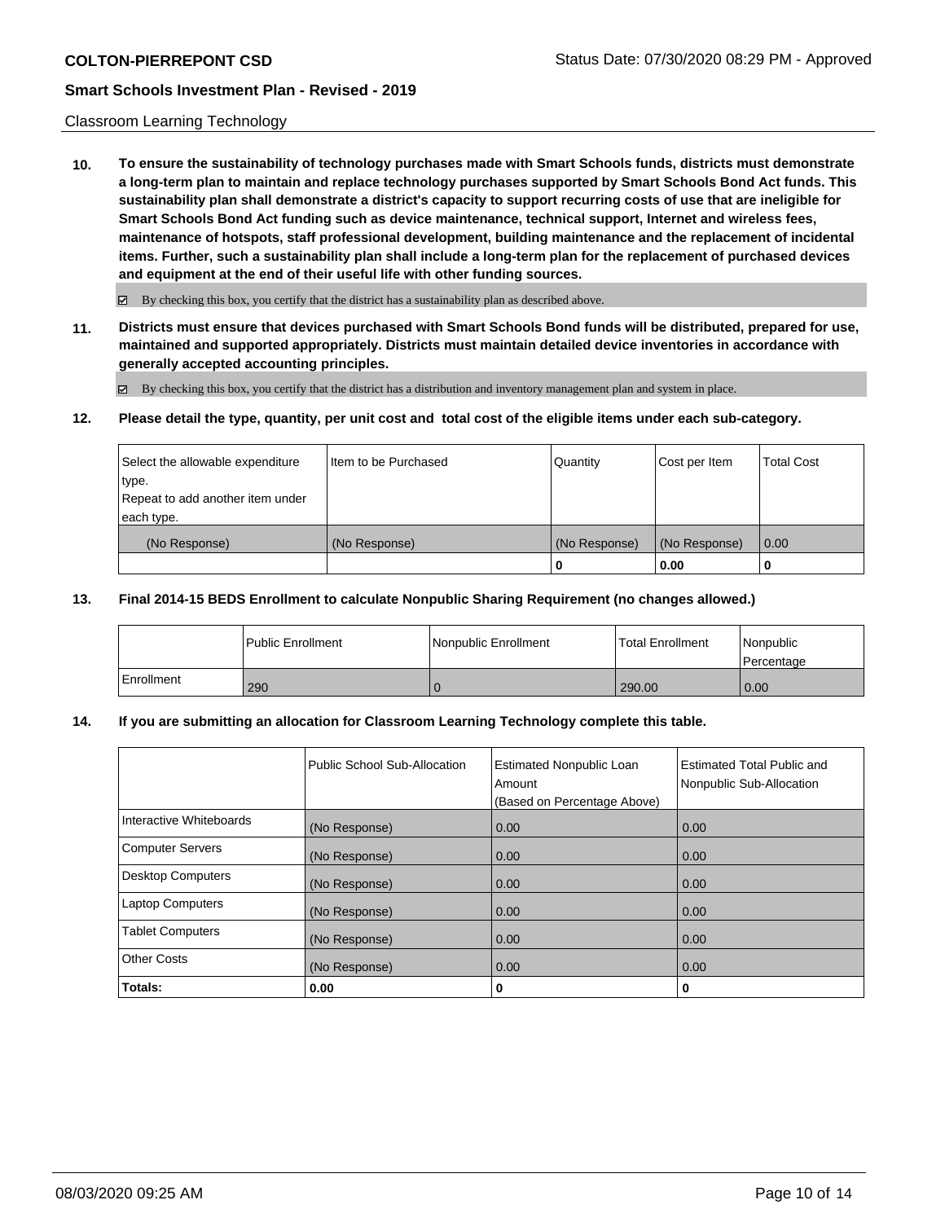Classroom Learning Technology

**10. To ensure the sustainability of technology purchases made with Smart Schools funds, districts must demonstrate a long-term plan to maintain and replace technology purchases supported by Smart Schools Bond Act funds. This sustainability plan shall demonstrate a district's capacity to support recurring costs of use that are ineligible for Smart Schools Bond Act funding such as device maintenance, technical support, Internet and wireless fees, maintenance of hotspots, staff professional development, building maintenance and the replacement of incidental items. Further, such a sustainability plan shall include a long-term plan for the replacement of purchased devices and equipment at the end of their useful life with other funding sources.**

☑ By checking this box, you certify that the district has a sustainability plan as described above.

**11. Districts must ensure that devices purchased with Smart Schools Bond funds will be distributed, prepared for use, maintained and supported appropriately. Districts must maintain detailed device inventories in accordance with generally accepted accounting principles.**

☑ By checking this box, you certify that the district has a distribution and inventory management plan and system in place.

**12. Please detail the type, quantity, per unit cost and total cost of the eligible items under each sub-category.**

| Select the allowable expenditure type. Repeat to add another item under each type. | Item to be Purchased | Quantity | Cost per Item | Total Cost |
|---|---|---|---|---|
| (No Response) | (No Response) | (No Response) | (No Response) | 0.00 |
| | | **0** | **0.00** | **0** |

**13. Final 2014-15 BEDS Enrollment to calculate Nonpublic Sharing Requirement (no changes allowed.)**

| | Public Enrollment | Nonpublic Enrollment | Total Enrollment | Nonpublic Percentage |
|---|---|---|---|---|
| Enrollment | 290 | 0 | 290.00 | 0.00 |

**14. If you are submitting an allocation for Classroom Learning Technology complete this table.**

| | Public School Sub-Allocation | Estimated Nonpublic Loan Amount (Based on Percentage Above) | Estimated Total Public and Nonpublic Sub-Allocation |
|---|---|---|---|
| Interactive Whiteboards | (No Response) | 0.00 | 0.00 |
| Computer Servers | (No Response) | 0.00 | 0.00 |
| Desktop Computers | (No Response) | 0.00 | 0.00 |
| Laptop Computers | (No Response) | 0.00 | 0.00 |
| Tablet Computers | (No Response) | 0.00 | 0.00 |
| Other Costs | (No Response) | 0.00 | 0.00 |
| **Totals:** | **0.00** | **0** | **0** |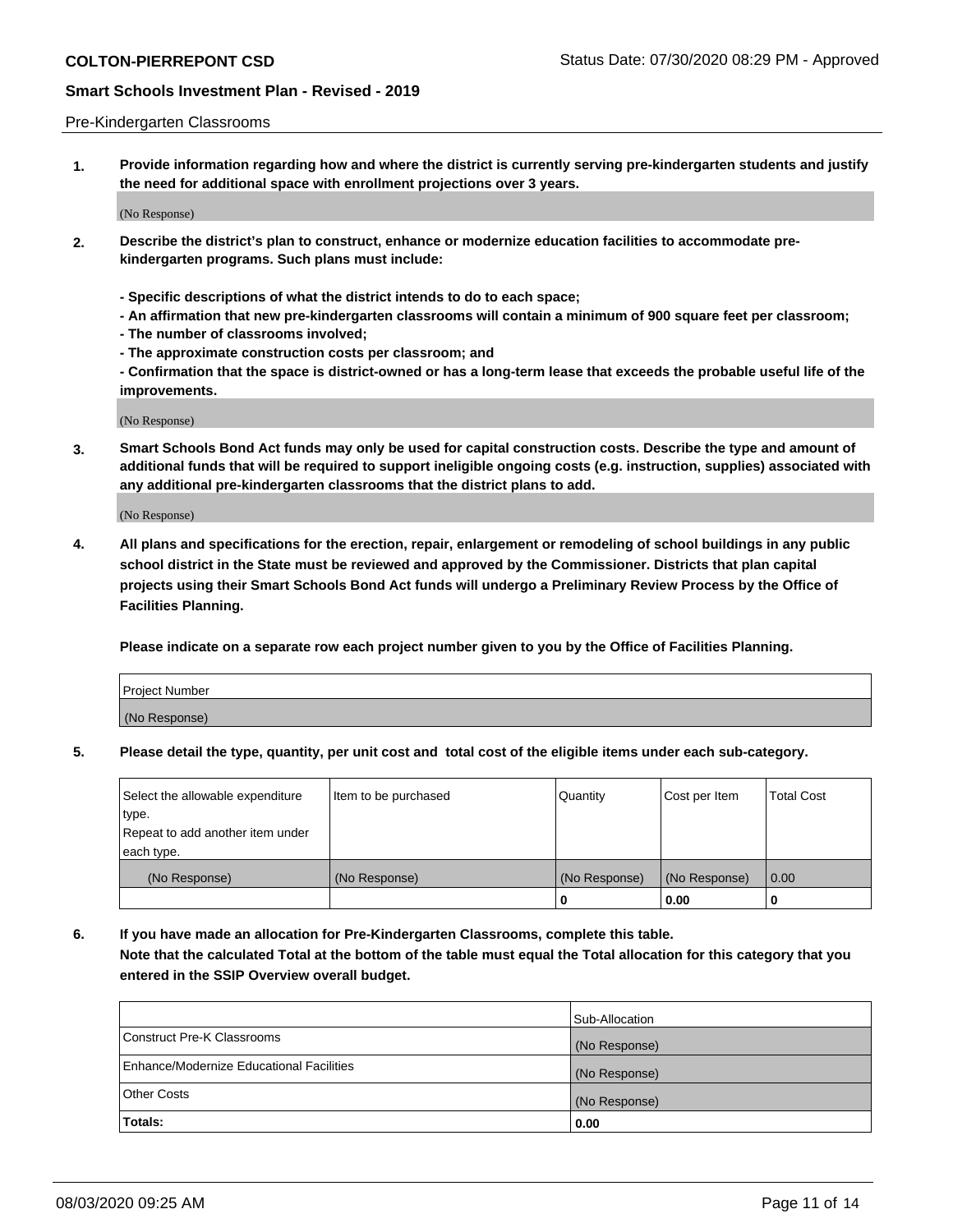Pre-Kindergarten Classrooms

**1. Provide information regarding how and where the district is currently serving pre-kindergarten students and justify the need for additional space with enrollment projections over 3 years.**

(No Response)

**2. Describe the district's plan to construct, enhance or modernize education facilities to accommodate pre-kindergarten programs. Such plans must include:**

**- Specific descriptions of what the district intends to do to each space;**
**- An affirmation that new pre-kindergarten classrooms will contain a minimum of 900 square feet per classroom;**
**- The number of classrooms involved;**
**- The approximate construction costs per classroom; and**
**- Confirmation that the space is district-owned or has a long-term lease that exceeds the probable useful life of the improvements.**

(No Response)

**3. Smart Schools Bond Act funds may only be used for capital construction costs. Describe the type and amount of additional funds that will be required to support ineligible ongoing costs (e.g. instruction, supplies) associated with any additional pre-kindergarten classrooms that the district plans to add.**

(No Response)

**4. All plans and specifications for the erection, repair, enlargement or remodeling of school buildings in any public school district in the State must be reviewed and approved by the Commissioner. Districts that plan capital projects using their Smart Schools Bond Act funds will undergo a Preliminary Review Process by the Office of Facilities Planning.**

**Please indicate on a separate row each project number given to you by the Office of Facilities Planning.**

| Project Number |
|---|
| (No Response) |

**5. Please detail the type, quantity, per unit cost and total cost of the eligible items under each sub-category.**

| Select the allowable expenditure type. Repeat to add another item under each type. | Item to be purchased | Quantity | Cost per Item | Total Cost |
|---|---|---|---|---|
| (No Response) | (No Response) | (No Response) | (No Response) | 0.00 |
| | | 0 | 0.00 | 0 |

**6. If you have made an allocation for Pre-Kindergarten Classrooms, complete this table. Note that the calculated Total at the bottom of the table must equal the Total allocation for this category that you entered in the SSIP Overview overall budget.**

| | Sub-Allocation |
|---|---|
| Construct Pre-K Classrooms | (No Response) |
| Enhance/Modernize Educational Facilities | (No Response) |
| Other Costs | (No Response) |
| **Totals:** | **0.00** |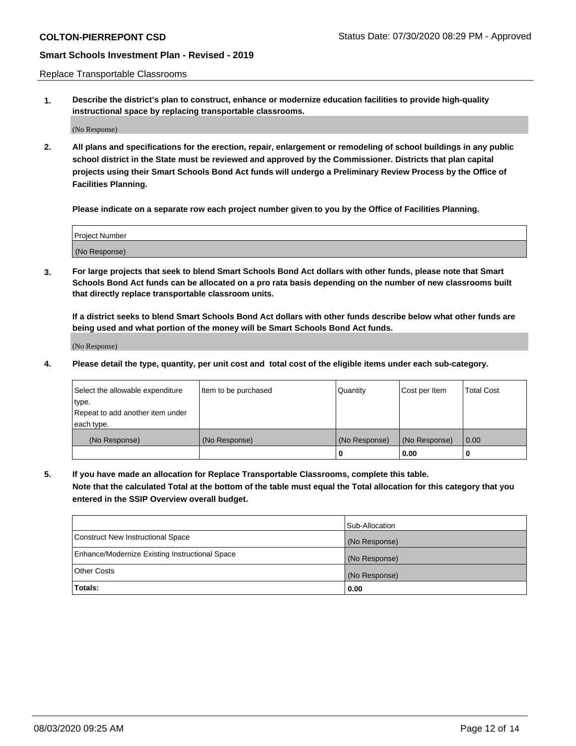Replace Transportable Classrooms

1. **Describe the district's plan to construct, enhance or modernize education facilities to provide high-quality instructional space by replacing transportable classrooms.**

(No Response)

2. **All plans and specifications for the erection, repair, enlargement or remodeling of school buildings in any public school district in the State must be reviewed and approved by the Commissioner. Districts that plan capital projects using their Smart Schools Bond Act funds will undergo a Preliminary Review Process by the Office of Facilities Planning.**

**Please indicate on a separate row each project number given to you by the Office of Facilities Planning.**

| Project Number |
|---|
| (No Response) |

3. **For large projects that seek to blend Smart Schools Bond Act dollars with other funds, please note that Smart Schools Bond Act funds can be allocated on a pro rata basis depending on the number of new classrooms built that directly replace transportable classroom units.**

**If a district seeks to blend Smart Schools Bond Act dollars with other funds describe below what other funds are being used and what portion of the money will be Smart Schools Bond Act funds.**

(No Response)

4. **Please detail the type, quantity, per unit cost and total cost of the eligible items under each sub-category.**

| Select the allowable expenditure type. Repeat to add another item under each type. | Item to be purchased | Quantity | Cost per Item | Total Cost |
|---|---|---|---|---|
| (No Response) | (No Response) | (No Response) | (No Response) | 0.00 |
| | | **0** | **0.00** | **0** |

5. **If you have made an allocation for Replace Transportable Classrooms, complete this table. Note that the calculated Total at the bottom of the table must equal the Total allocation for this category that you entered in the SSIP Overview overall budget.**

| | Sub-Allocation |
|---|---|
| Construct New Instructional Space | (No Response) |
| Enhance/Modernize Existing Instructional Space | (No Response) |
| Other Costs | (No Response) |
| **Totals:** | **0.00** |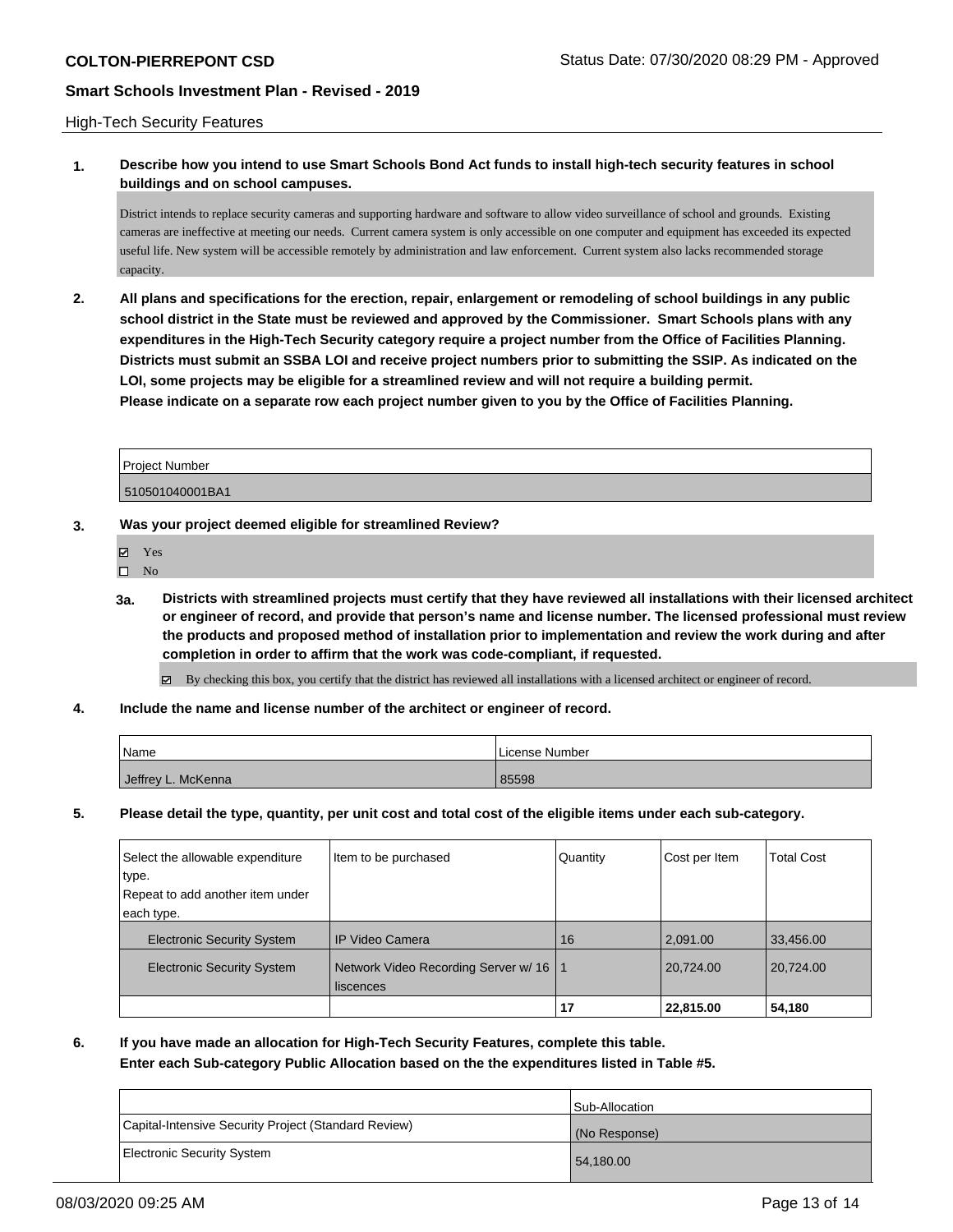## High-Tech Security Features

**1. Describe how you intend to use Smart Schools Bond Act funds to install high-tech security features in school buildings and on school campuses.**

District intends to replace security cameras and supporting hardware and software to allow video surveillance of school and grounds. Existing cameras are ineffective at meeting our needs. Current camera system is only accessible on one computer and equipment has exceeded its expected useful life. New system will be accessible remotely by administration and law enforcement. Current system also lacks recommended storage capacity.

**2. All plans and specifications for the erection, repair, enlargement or remodeling of school buildings in any public school district in the State must be reviewed and approved by the Commissioner. Smart Schools plans with any expenditures in the High-Tech Security category require a project number from the Office of Facilities Planning. Districts must submit an SSBA LOI and receive project numbers prior to submitting the SSIP. As indicated on the LOI, some projects may be eligible for a streamlined review and will not require a building permit. Please indicate on a separate row each project number given to you by the Office of Facilities Planning.**

| Project Number |
| --- |
| 510501040001BA1 |

**3. Was your project deemed eligible for streamlined Review?**

- ☑ Yes
- ☐ No

**3a. Districts with streamlined projects must certify that they have reviewed all installations with their licensed architect or engineer of record, and provide that person's name and license number. The licensed professional must review the products and proposed method of installation prior to implementation and review the work during and after completion in order to affirm that the work was code-compliant, if requested.**

☑ By checking this box, you certify that the district has reviewed all installations with a licensed architect or engineer of record.

**4. Include the name and license number of the architect or engineer of record.**

| Name | License Number |
| --- | --- |
| Jeffrey L. McKenna | 85598 |

**5. Please detail the type, quantity, per unit cost and total cost of the eligible items under each sub-category.**

| Select the allowable expenditure type. Repeat to add another item under each type. | Item to be purchased | Quantity | Cost per Item | Total Cost |
| --- | --- | --- | --- | --- |
| Electronic Security System | IP Video Camera | 16 | 2,091.00 | 33,456.00 |
| Electronic Security System | Network Video Recording Server w/ 16 liscences | 1 | 20,724.00 | 20,724.00 |
| | | **17** | **22,815.00** | **54,180** |

**6. If you have made an allocation for High-Tech Security Features, complete this table.**
**Enter each Sub-category Public Allocation based on the the expenditures listed in Table #5.**

| | Sub-Allocation |
| --- | --- |
| Capital-Intensive Security Project (Standard Review) | (No Response) |
| Electronic Security System | 54,180.00 |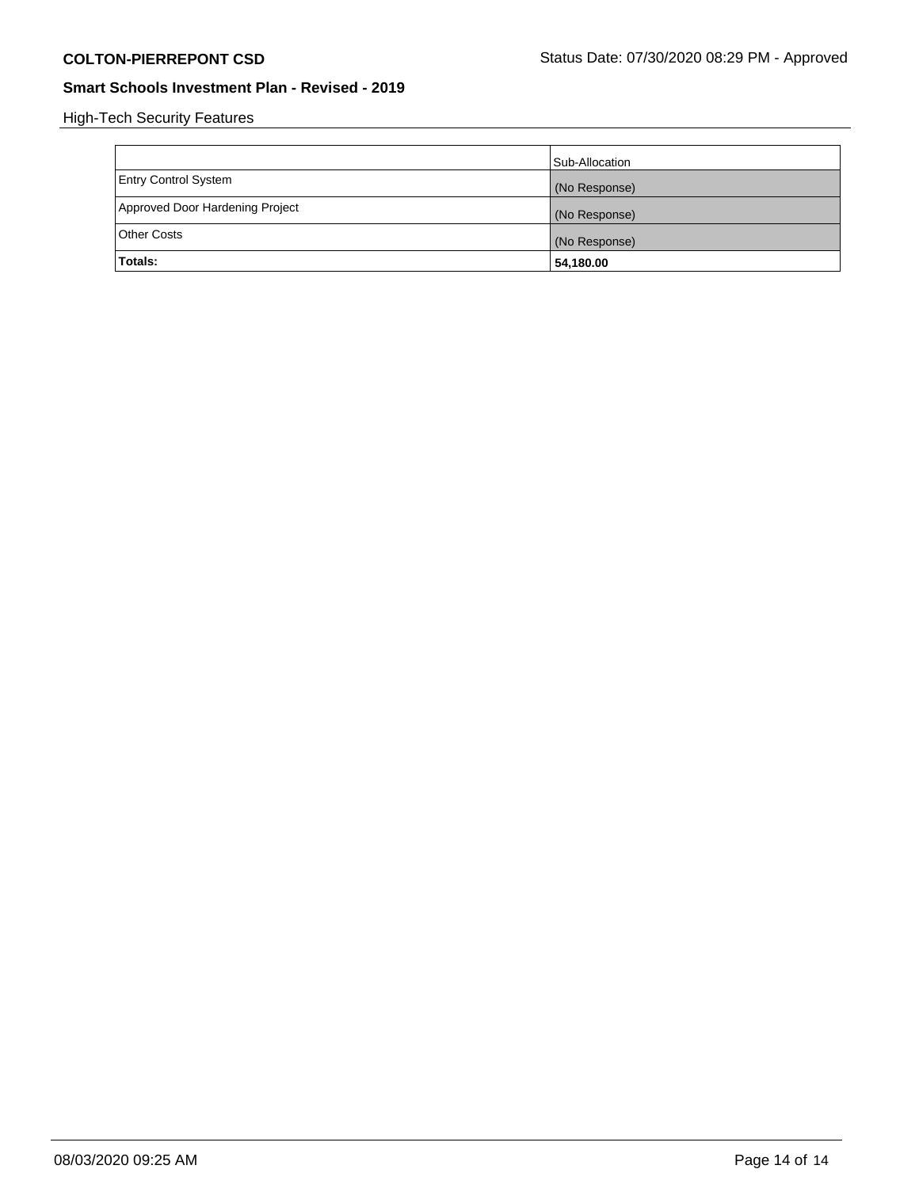High-Tech Security Features

| | Sub-Allocation |
|---|---|
| Entry Control System | (No Response) |
| Approved Door Hardening Project | (No Response) |
| Other Costs | (No Response) |
| **Totals:** | **54,180.00** |